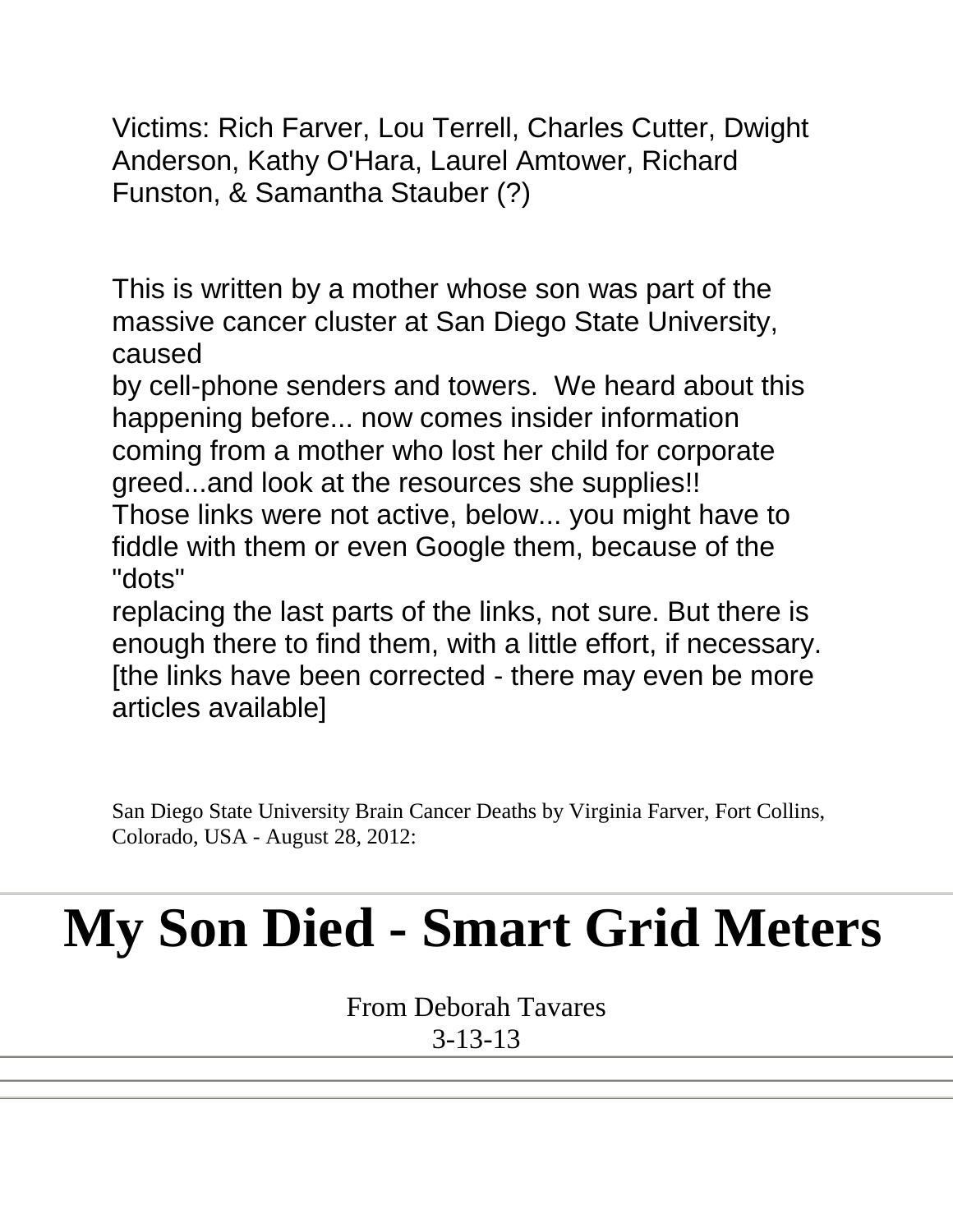Victims: Rich Farver, Lou Terrell, Charles Cutter, Dwight Anderson, Kathy O'Hara, Laurel Amtower, Richard Funston, & Samantha Stauber (?)

This is written by a mother whose son was part of the massive cancer cluster at San Diego State University, caused
by cell-phone senders and towers. We heard about this happening before... now comes insider information coming from a mother who lost her child for corporate greed...and look at the resources she supplies!!
Those links were not active, below... you might have to fiddle with them or even Google them, because of the "dots"
replacing the last parts of the links, not sure. But there is enough there to find them, with a little effort, if necessary.
[the links have been corrected - there may even be more articles available]

San Diego State University Brain Cancer Deaths by Virginia Farver, Fort Collins, Colorado, USA - August 28, 2012:

---

# My Son Died - Smart Grid Meters

From Deborah Tavares
3-13-13

---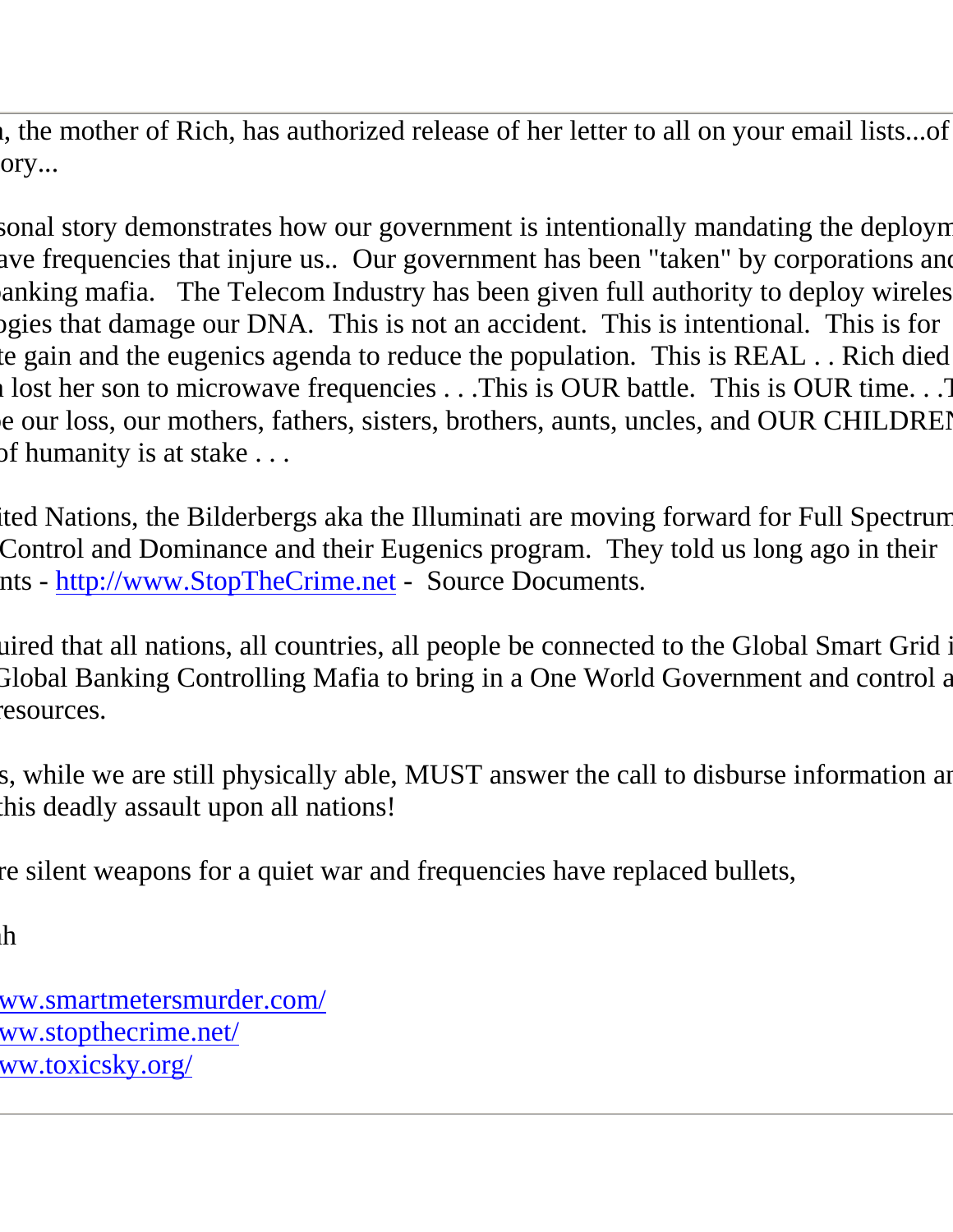, the mother of Rich, has authorized release of her letter to all on your email lists...of
ory...

sonal story demonstrates how our government is intentionally mandating the deploym
ave frequencies that injure us.. Our government has been "taken" by corporations anc
anking mafia. The Telecom Industry has been given full authority to deploy wireles
ogies that damage our DNA. This is not an accident. This is intentional. This is for
te gain and the eugenics agenda to reduce the population. This is REAL . . Rich died
lost her son to microwave frequencies . . .This is OUR battle. This is OUR time. . .T
e our loss, our mothers, fathers, sisters, brothers, aunts, uncles, and OUR CHILDREN
of humanity is at stake . . .

ited Nations, the Bilderbergs aka the Illuminati are moving forward for Full Spectrum
Control and Dominance and their Eugenics program. They told us long ago in their
nts - [http://www.StopTheCrime.net](http://www.StopTheCrime.net) - Source Documents.

uired that all nations, all countries, all people be connected to the Global Smart Grid i
Global Banking Controlling Mafia to bring in a One World Government and control a
resources.

s, while we are still physically able, MUST answer the call to disburse information ar
this deadly assault upon all nations!

re silent weapons for a quiet war and frequencies have replaced bullets,

h

[ww.smartmetersmurder.com/](http://www.smartmetersmurder.com/)
[ww.stopthecrime.net/](http://www.stopthecrime.net/)
[ww.toxicsky.org/](http://www.toxicsky.org/)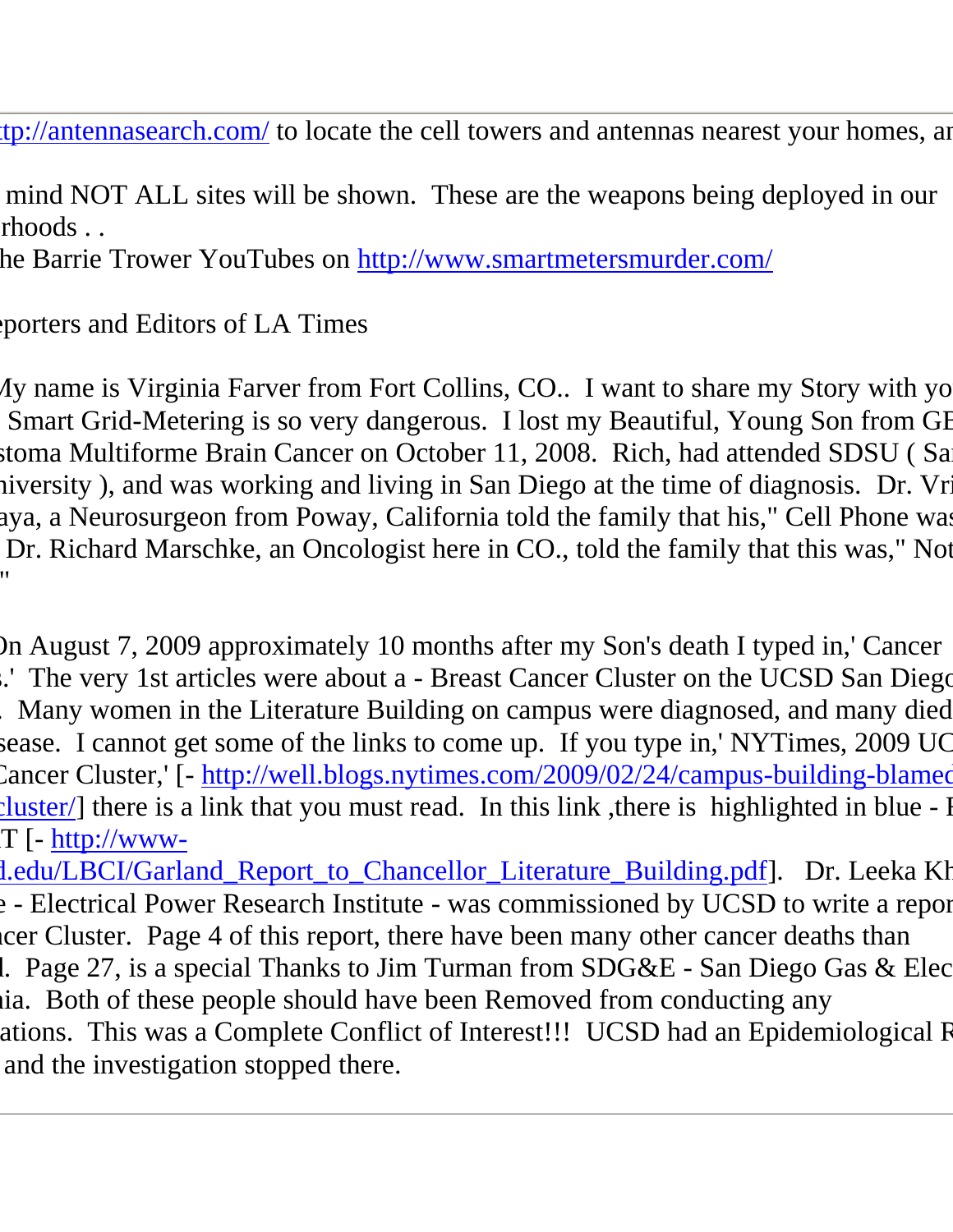tp://antennasearch.com/ to locate the cell towers and antennas nearest your homes, ar

mind NOT ALL sites will be shown. These are the weapons being deployed in our rhoods . .
he Barrie Trower YouTubes on http://www.smartmetersmurder.com/

eporters and Editors of LA Times

My name is Virginia Farver from Fort Collins, CO.. I want to share my Story with yo Smart Grid-Metering is so very dangerous. I lost my Beautiful, Young Son from GE stoma Multiforme Brain Cancer on October 11, 2008. Rich, had attended SDSU ( Sa niversity ), and was working and living in San Diego at the time of diagnosis. Dr. Vri aya, a Neurosurgeon from Poway, California told the family that his," Cell Phone was Dr. Richard Marschke, an Oncologist here in CO., told the family that this was," Not "

On August 7, 2009 approximately 10 months after my Son's death I typed in,' Cancer s.' The very 1st articles were about a - Breast Cancer Cluster on the UCSD San Diego . Many women in the Literature Building on campus were diagnosed, and many died sease. I cannot get some of the links to come up. If you type in,' NYTimes, 2009 UC Cancer Cluster,' [- http://well.blogs.nytimes.com/2009/02/24/campus-building-blamed cluster/] there is a link that you must read. In this link ,there is highlighted in blue - F T [- http://www-d.edu/LBCI/Garland_Report_to_Chancellor_Literature_Building.pdf]. Dr. Leeka Kh e - Electrical Power Research Institute - was commissioned by UCSD to write a repor ncer Cluster. Page 4 of this report, there have been many other cancer deaths than l. Page 27, is a special Thanks to Jim Turman from SDG&E - San Diego Gas & Elec nia. Both of these people should have been Removed from conducting any ations. This was a Complete Conflict of Interest!!! UCSD had an Epidemiological R and the investigation stopped there.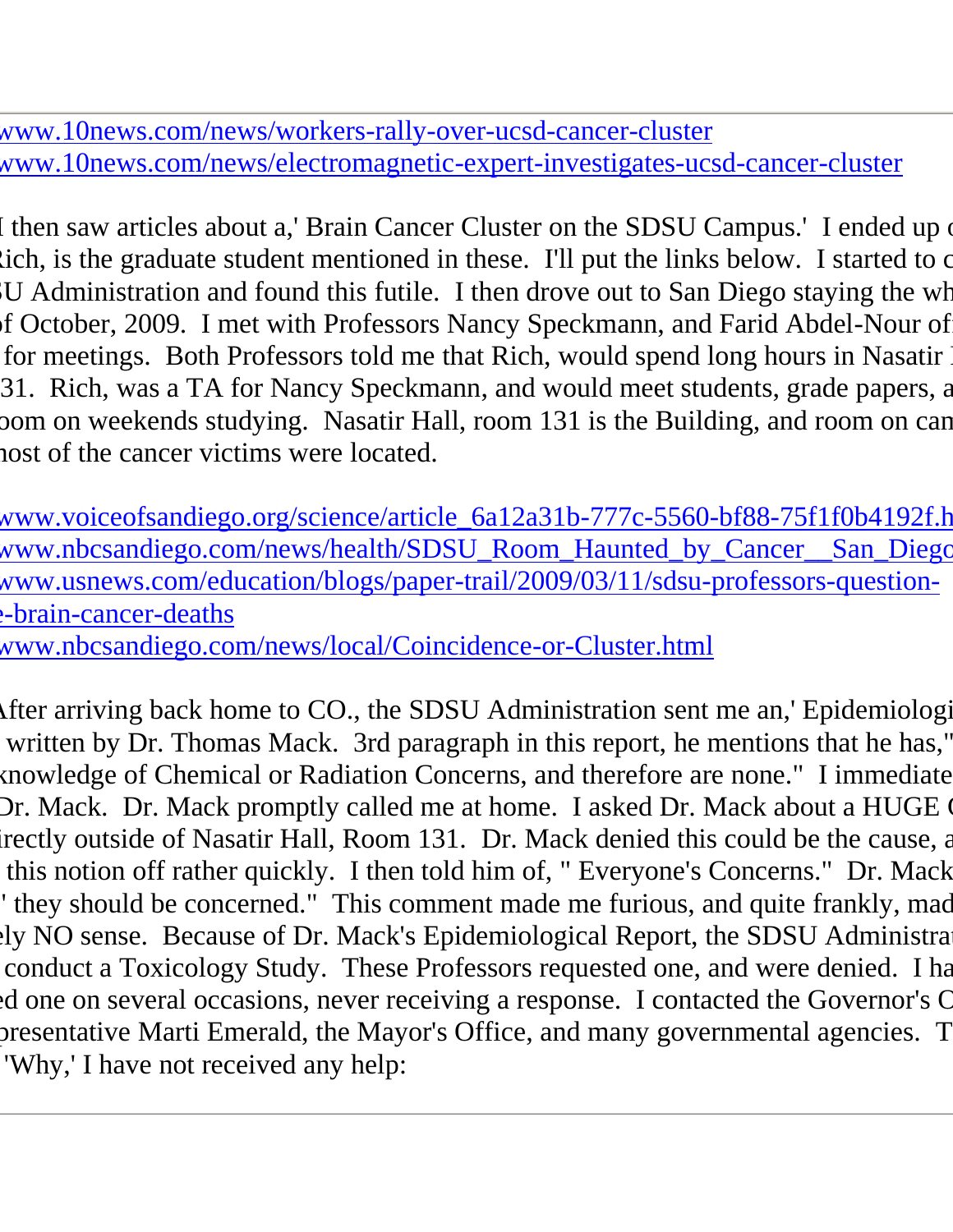www.10news.com/news/workers-rally-over-ucsd-cancer-cluster
www.10news.com/news/electromagnetic-expert-investigates-ucsd-cancer-cluster

I then saw articles about a,' Brain Cancer Cluster on the SDSU Campus.' I ended up c
Rich, is the graduate student mentioned in these. I'll put the links below. I started to c
SU Administration and found this futile. I then drove out to San Diego staying the wh
of October, 2009. I met with Professors Nancy Speckmann, and Farid Abdel-Nour of
for meetings. Both Professors told me that Rich, would spend long hours in Nasatir I
31. Rich, was a TA for Nancy Speckmann, and would meet students, grade papers, a
oom on weekends studying. Nasatir Hall, room 131 is the Building, and room on cam
nost of the cancer victims were located.

www.voiceofsandiego.org/science/article_6a12a31b-777c-5560-bf88-75f1f0b4192f.h
www.nbcsandiego.com/news/health/SDSU_Room_Haunted_by_Cancer__San_Diego
www.usnews.com/education/blogs/paper-trail/2009/03/11/sdsu-professors-question-
e-brain-cancer-deaths
www.nbcsandiego.com/news/local/Coincidence-or-Cluster.html

After arriving back home to CO., the SDSU Administration sent me an,' Epidemiologi
written by Dr. Thomas Mack. 3rd paragraph in this report, he mentions that he has,"
knowledge of Chemical or Radiation Concerns, and therefore are none." I immediate
Dr. Mack. Dr. Mack promptly called me at home. I asked Dr. Mack about a HUGE C
irectly outside of Nasatir Hall, Room 131. Dr. Mack denied this could be the cause, a
this notion off rather quickly. I then told him of, " Everyone's Concerns." Dr. Mack
' they should be concerned." This comment made me furious, and quite frankly, mad
ely NO sense. Because of Dr. Mack's Epidemiological Report, the SDSU Administrat
conduct a Toxicology Study. These Professors requested one, and were denied. I ha
ed one on several occasions, never receiving a response. I contacted the Governor's C
presentative Marti Emerald, the Mayor's Office, and many governmental agencies. T
'Why,' I have not received any help: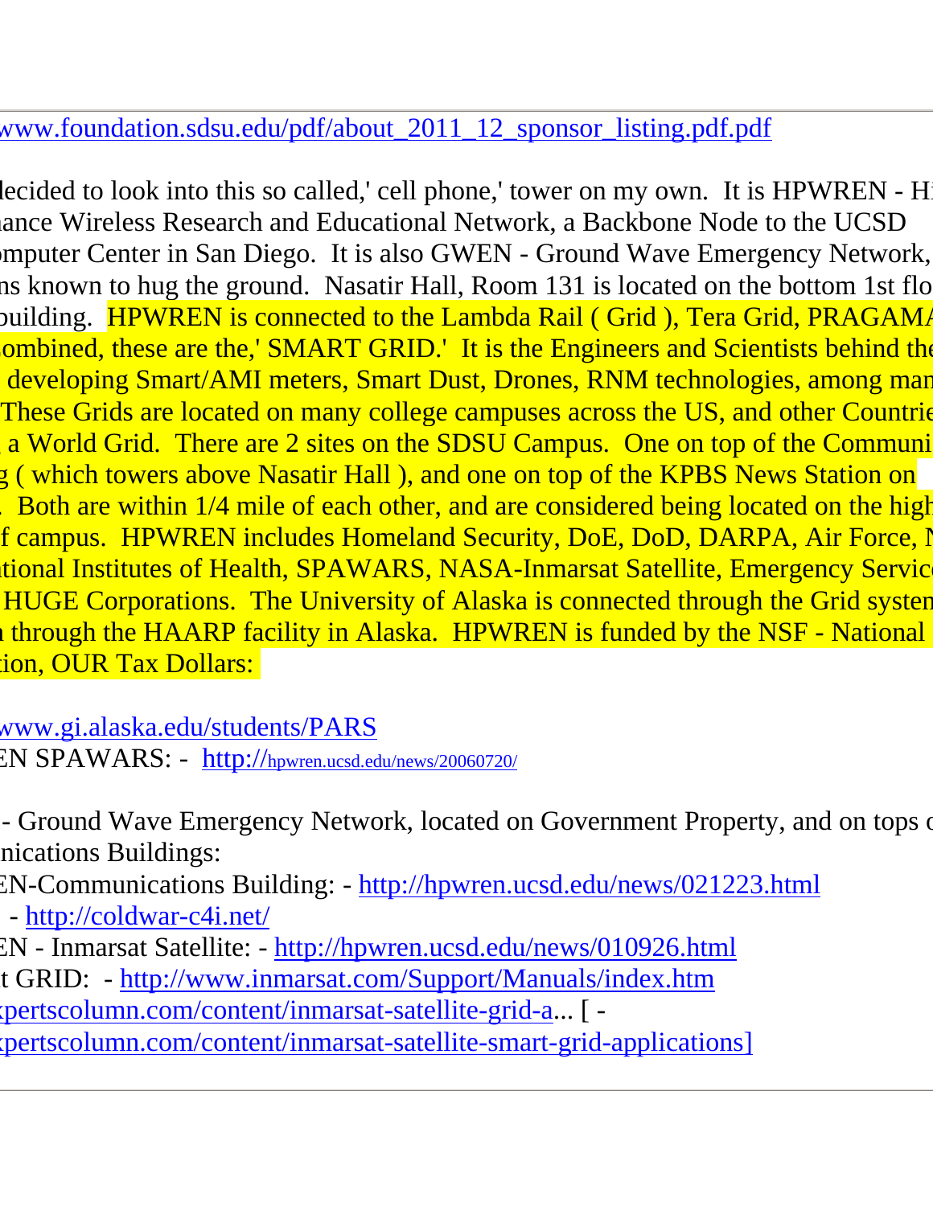www.foundation.sdsu.edu/pdf/about_2011_12_sponsor_listing.pdf.pdf

decided to look into this so called,' cell phone,' tower on my own. It is HPWREN - Hi
nance Wireless Research and Educational Network, a Backbone Node to the UCSD
omputer Center in San Diego. It is also GWEN - Ground Wave Emergency Network,
ns known to hug the ground. Nasatir Hall, Room 131 is located on the bottom 1st flo
building. HPWREN is connected to the Lambda Rail ( Grid ), Tera Grid, PRAGAMA
ombined, these are the,' SMART GRID.' It is the Engineers and Scientists behind the
developing Smart/AMI meters, Smart Dust, Drones, RNM technologies, among man
These Grids are located on many college campuses across the US, and other Countrie
a World Grid. There are 2 sites on the SDSU Campus. One on top of the Communi
g ( which towers above Nasatir Hall ), and one on top of the KPBS News Station on
Both are within 1/4 mile of each other, and are considered being located on the high
f campus. HPWREN includes Homeland Security, DoE, DoD, DARPA, Air Force, N
tional Institutes of Health, SPAWARS, NASA-Inmarsat Satellite, Emergency Servic
HUGE Corporations. The University of Alaska is connected through the Grid systen
through the HAARP facility in Alaska. HPWREN is funded by the NSF - National
tion, OUR Tax Dollars:

www.gi.alaska.edu/students/PARS
EN SPAWARS: - http://hpwren.ucsd.edu/news/20060720/

- Ground Wave Emergency Network, located on Government Property, and on tops o
nications Buildings:
EN-Communications Building: - http://hpwren.ucsd.edu/news/021223.html
- http://coldwar-c4i.net/
EN - Inmarsat Satellite: - http://hpwren.ucsd.edu/news/010926.html
t GRID: - http://www.inmarsat.com/Support/Manuals/index.htm
xpertscolumn.com/content/inmarsat-satellite-grid-a... [ -
xpertscolumn.com/content/inmarsat-satellite-smart-grid-applications]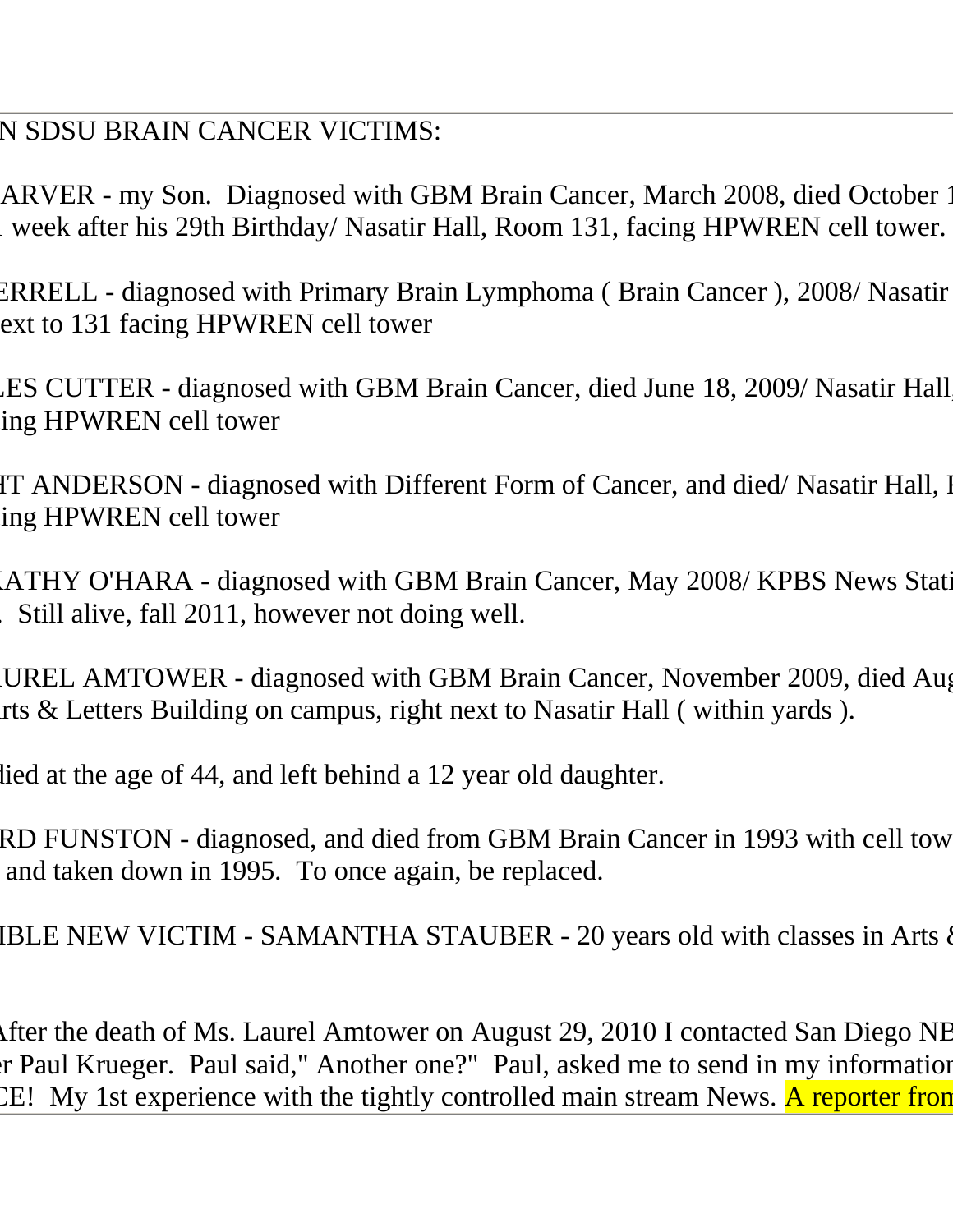N SDSU BRAIN CANCER VICTIMS:

ARVER - my Son. Diagnosed with GBM Brain Cancer, March 2008, died October 1 week after his 29th Birthday/ Nasatir Hall, Room 131, facing HPWREN cell tower.

ERRELL - diagnosed with Primary Brain Lymphoma ( Brain Cancer ), 2008/ Nasatir ext to 131 facing HPWREN cell tower

LES CUTTER - diagnosed with GBM Brain Cancer, died June 18, 2009/ Nasatir Hall ing HPWREN cell tower

HT ANDERSON - diagnosed with Different Form of Cancer, and died/ Nasatir Hall, I ing HPWREN cell tower

ATHY O'HARA - diagnosed with GBM Brain Cancer, May 2008/ KPBS News Stati . Still alive, fall 2011, however not doing well.

UREL AMTOWER - diagnosed with GBM Brain Cancer, November 2009, died Aug rts & Letters Building on campus, right next to Nasatir Hall ( within yards ).

lied at the age of 44, and left behind a 12 year old daughter.

RD FUNSTON - diagnosed, and died from GBM Brain Cancer in 1993 with cell tow and taken down in 1995. To once again, be replaced.

IBLE NEW VICTIM - SAMANTHA STAUBER - 20 years old with classes in Arts &

After the death of Ms. Laurel Amtower on August 29, 2010 I contacted San Diego NB r Paul Krueger. Paul said," Another one?" Paul, asked me to send in my informatio CE! My 1st experience with the tightly controlled main stream News. A reporter fron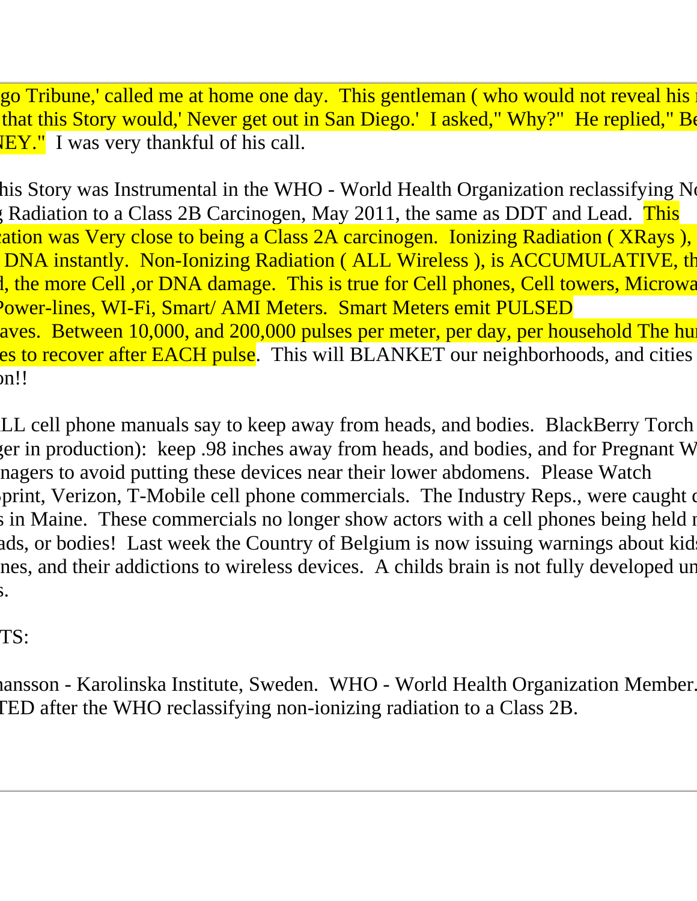go Tribune,' called me at home one day. This gentleman ( who would not reveal his r that this Story would,' Never get out in San Diego.' I asked," Why?" He replied," Be NEY." I was very thankful of his call.

his Story was Instrumental in the WHO - World Health Organization reclassifying No Radiation to a Class 2B Carcinogen, May 2011, the same as DDT and Lead. This ation was Very close to being a Class 2A carcinogen. Ionizing Radiation ( XRays ), DNA instantly. Non-Ionizing Radiation ( ALL Wireless ), is ACCUMULATIVE, th l, the more Cell ,or DNA damage. This is true for Cell phones, Cell towers, Microwa Power-lines, WI-Fi, Smart/ AMI Meters. Smart Meters emit PULSED aves. Between 10,000, and 200,000 pulses per meter, per day, per household The hu es to recover after EACH pulse. This will BLANKET our neighborhoods, and cities n!!

LL cell phone manuals say to keep away from heads, and bodies. BlackBerry Torch ger in production): keep .98 inches away from heads, and bodies, and for Pregnant W nagers to avoid putting these devices near their lower abdomens. Please Watch print, Verizon, T-Mobile cell phone commercials. The Industry Reps., were caught c s in Maine. These commercials no longer show actors with a cell phones being held n ads, or bodies! Last week the Country of Belgium is now issuing warnings about kids nes, and their addictions to wireless devices. A childs brain is not fully developed un s.

TS:

ansson - Karolinska Institute, Sweden. WHO - World Health Organization Member. TED after the WHO reclassifying non-ionizing radiation to a Class 2B.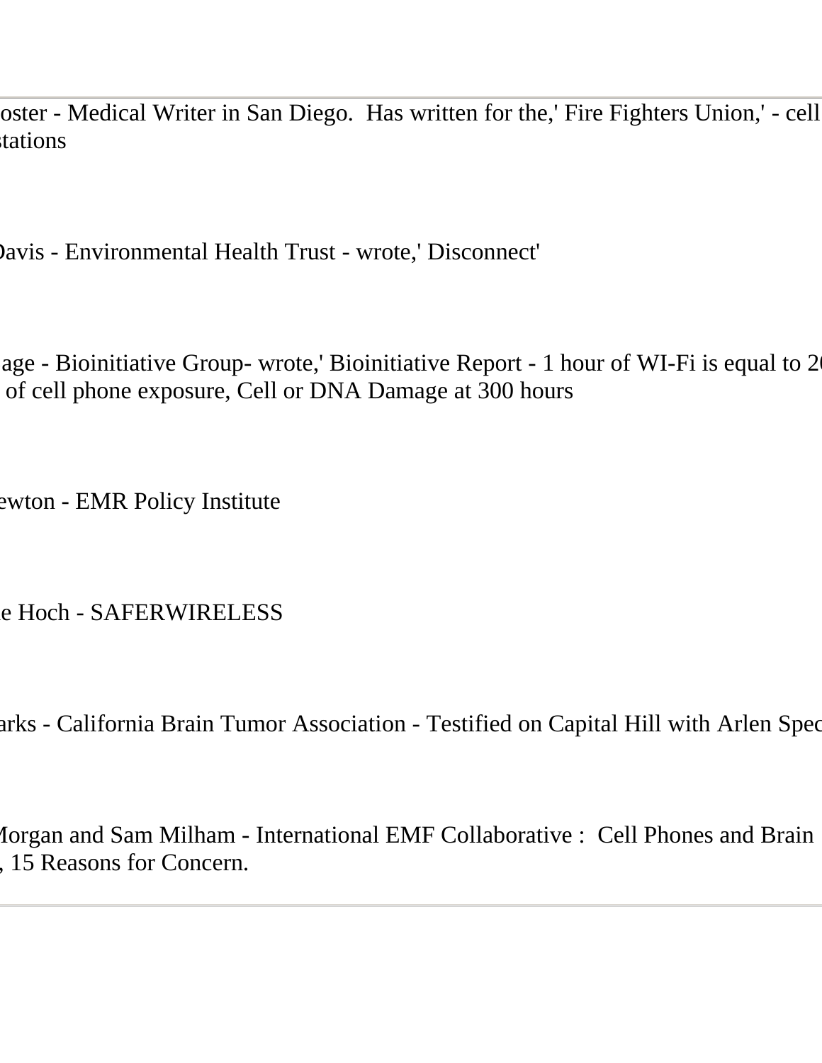oster - Medical Writer in San Diego. Has written for the,' Fire Fighters Union,' - cell stations

Davis - Environmental Health Trust - wrote,' Disconnect'

age - Bioinitiative Group- wrote,' Bioinitiative Report - 1 hour of WI-Fi is equal to 2 of cell phone exposure, Cell or DNA Damage at 300 hours

ewton - EMR Policy Institute

e Hoch - SAFERWIRELESS

arks - California Brain Tumor Association - Testified on Capital Hill with Arlen Spec

Morgan and Sam Milham - International EMF Collaborative : Cell Phones and Brain , 15 Reasons for Concern.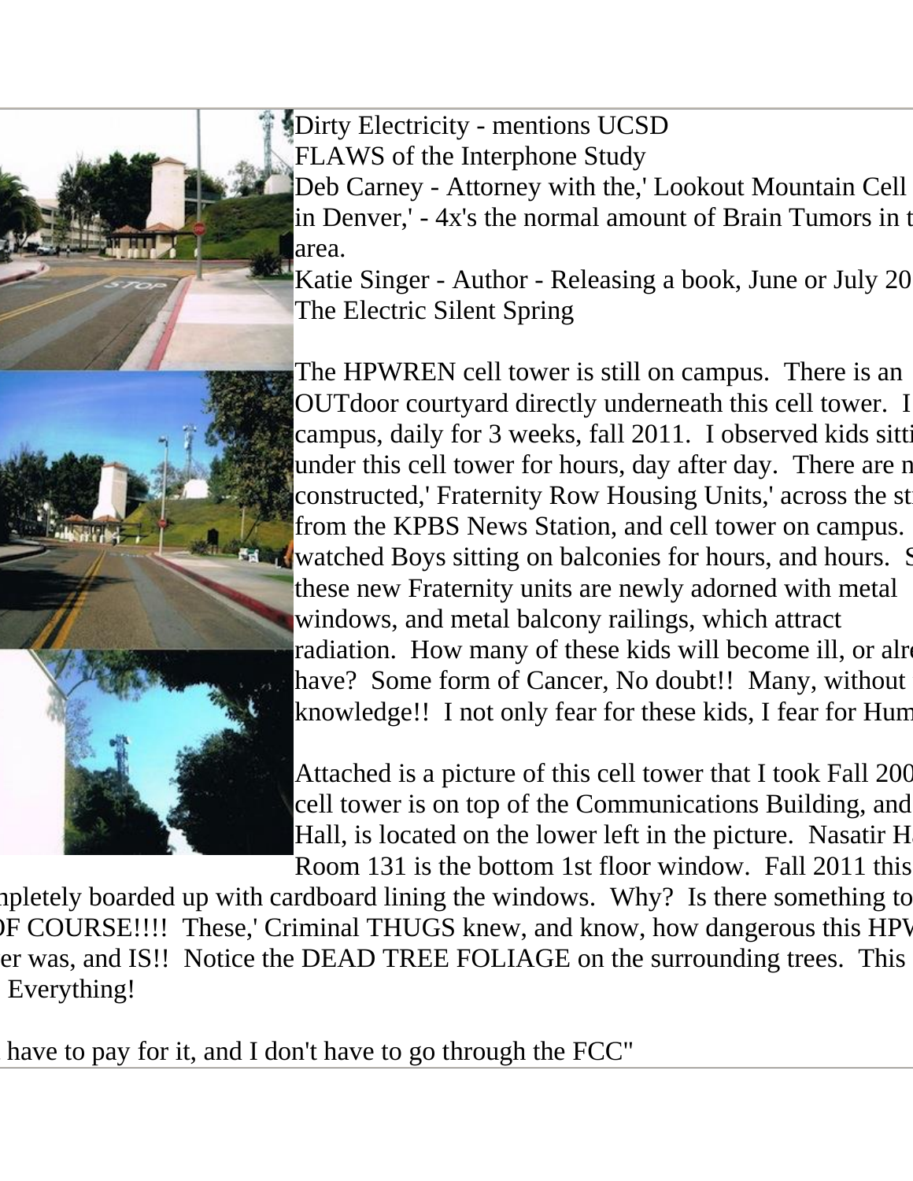Dirty Electricity - mentions UCSD
FLAWS of the Interphone Study
Deb Carney - Attorney with the,' Lookout Mountain Cell in Denver,' - 4x's the normal amount of Brain Tumors in t area.
Katie Singer - Author - Releasing a book, June or July 20
The Electric Silent Spring

The HPWREN cell tower is still on campus. There is an OUTdoor courtyard directly underneath this cell tower. I campus, daily for 3 weeks, fall 2011. I observed kids sitti under this cell tower for hours, day after day. There are n constructed,' Fraternity Row Housing Units,' across the st from the KPBS News Station, and cell tower on campus. watched Boys sitting on balconies for hours, and hours. S these new Fraternity units are newly adorned with metal windows, and metal balcony railings, which attract radiation. How many of these kids will become ill, or alre have? Some form of Cancer, No doubt!! Many, without knowledge!! I not only fear for these kids, I fear for Hum

Attached is a picture of this cell tower that I took Fall 200 cell tower is on top of the Communications Building, and Hall, is located on the lower left in the picture. Nasatir H Room 131 is the bottom 1st floor window. Fall 2011 this npletely boarded up with cardboard lining the windows. Why? Is there something to OF COURSE!!!! These,' Criminal THUGS knew, and know, how dangerous this HPV er was, and IS!! Notice the DEAD TREE FOLIAGE on the surrounding trees. This Everything!

have to pay for it, and I don't have to go through the FCC"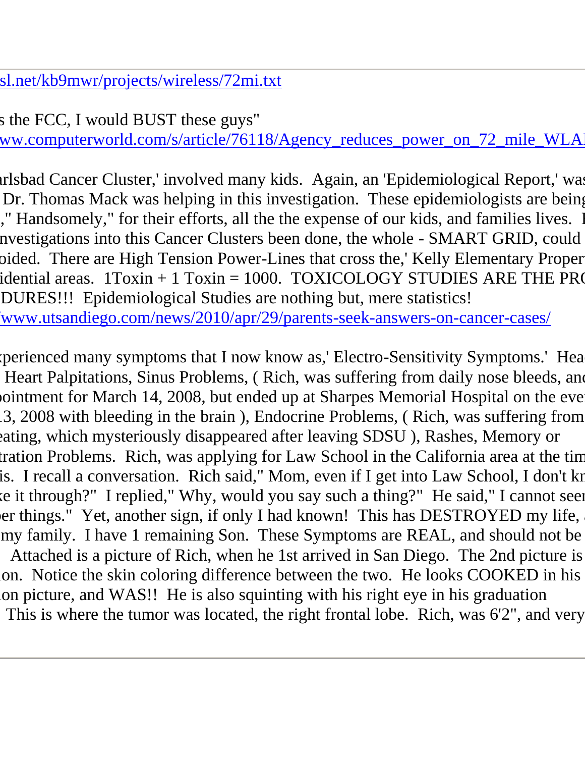sl.net/kb9mwr/projects/wireless/72mi.txt

s the FCC, I would BUST these guys"
ww.computerworld.com/s/article/76118/Agency_reduces_power_on_72_mile_WLA

rlsbad Cancer Cluster,' involved many kids. Again, an 'Epidemiological Report,' wa
Dr. Thomas Mack was helping in this investigation. These epidemiologists are bein
," Handsomely," for their efforts, all the the expense of our kids, and families lives.
nvestigations into this Cancer Clusters been done, the whole - SMART GRID, could
oided. There are High Tension Power-Lines that cross the,' Kelly Elementary Proper
idential areas. 1Toxin + 1 Toxin = 1000. TOXICOLOGY STUDIES ARE THE PR
DURES!!! Epidemiological Studies are nothing but, mere statistics!
/www.utsandiego.com/news/2010/apr/29/parents-seek-answers-on-cancer-cases/

xperienced many symptoms that I now know as,' Electro-Sensitivity Symptoms.' Hea
Heart Palpitations, Sinus Problems, ( Rich, was suffering from daily nose bleeds, an
pointment for March 14, 2008, but ended up at Sharpes Memorial Hospital on the eve
13, 2008 with bleeding in the brain ), Endocrine Problems, ( Rich, was suffering from
eating, which mysteriously disappeared after leaving SDSU ), Rashes, Memory or
tration Problems. Rich, was applying for Law School in the California area at the tim
is. I recall a conversation. Rich said," Mom, even if I get into Law School, I don't kn
ke it through?" I replied," Why, would you say such a thing?" He said," I cannot see
ber things." Yet, another sign, if only I had known! This has DESTROYED my life,
my family. I have 1 remaining Son. These Symptoms are REAL, and should not be
Attached is a picture of Rich, when he 1st arrived in San Diego. The 2nd picture is
ion. Notice the skin coloring difference between the two. He looks COOKED in his
ion picture, and WAS!! He is also squinting with his right eye in his graduation
This is where the tumor was located, the right frontal lobe. Rich, was 6'2", and very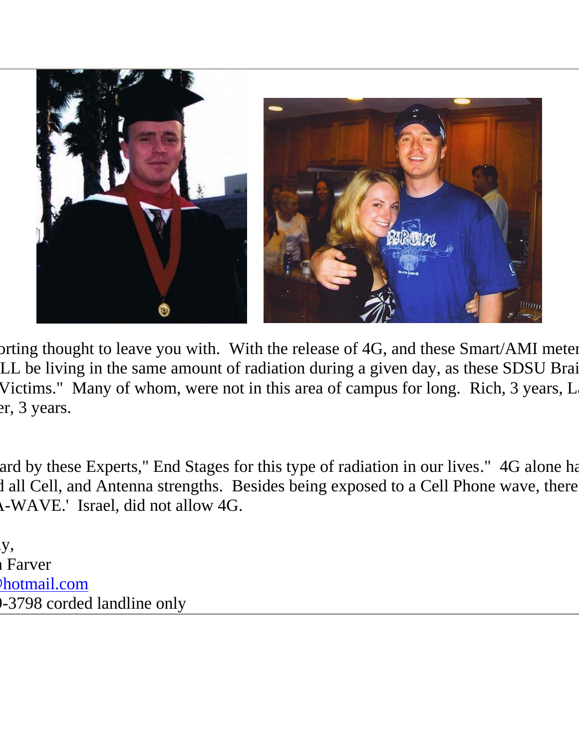orting thought to leave you with. With the release of 4G, and these Smart/AMI meter LL be living in the same amount of radiation during a given day, as these SDSU Brai Victims." Many of whom, were not in this area of campus for long. Rich, 3 years, L er, 3 years.

ard by these Experts," End Stages for this type of radiation in our lives." 4G alone ha d all Cell, and Antenna strengths. Besides being exposed to a Cell Phone wave, there A-WAVE.' Israel, did not allow 4G.

y,
Farver
@hotmail.com
-3798 corded landline only